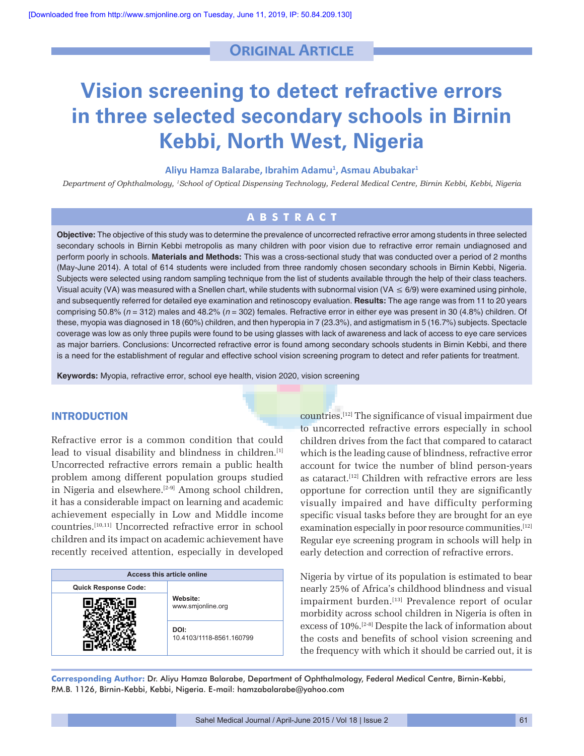[Downloaded free from http://www.smjonline.org on Tuesday, June 11, 2019, IP: 50.84.209.130]

**ORIGINAL ARTICLE**

# Vision screening to detect refractive errors in three selected secondary schools in Birnin Kebbi, North West, Nigeria

**Aliyu Hamza Balarabe, Ibrahim Adamu[1], Asmau Abubakar[1]**

*Department of Ophthalmology, [1]School of Optical Dispensing Technology, Federal Medical Centre, Birnin Kebbi, Kebbi, Nigeria*

## ABSTRACT

**Objective:** The objective of this study was to determine the prevalence of uncorrected refractive error among students in three selected secondary schools in Birnin Kebbi metropolis as many children with poor vision due to refractive error remain undiagnosed and perform poorly in schools. **Materials and Methods:** This was a cross-sectional study that was conducted over a period of 2 months (May-June 2014). A total of 614 students were included from three randomly chosen secondary schools in Birnin Kebbi, Nigeria. Subjects were selected using random sampling technique from the list of students available through the help of their class teachers. Visual acuity (VA) was measured with a Snellen chart, while students with subnormal vision (VA ≤ 6/9) were examined using pinhole, and subsequently referred for detailed eye examination and retinoscopy evaluation. **Results:** The age range was from 11 to 20 years comprising 50.8% (*n* = 312) males and 48.2% (*n* = 302) females. Refractive error in either eye was present in 30 (4.8%) children. Of these, myopia was diagnosed in 18 (60%) children, and then hyperopia in 7 (23.3%), and astigmatism in 5 (16.7%) subjects. Spectacle coverage was low as only three pupils were found to be using glasses with lack of awareness and lack of access to eye care services as major barriers. Conclusions: Uncorrected refractive error is found among secondary schools students in Birnin Kebbi, and there is a need for the establishment of regular and effective school vision screening program to detect and refer patients for treatment.

**Keywords:** Myopia, refractive error, school eye health, vision 2020, vision screening

## INTRODUCTION

Refractive error is a common condition that could lead to visual disability and blindness in children.[1] Uncorrected refractive errors remain a public health problem among different population groups studied in Nigeria and elsewhere.[2-9] Among school children, it has a considerable impact on learning and academic achievement especially in Low and Middle income countries.[10,11] Uncorrected refractive error in school children and its impact on academic achievement have recently received attention, especially in developed countries.[12] The significance of visual impairment due to uncorrected refractive errors especially in school children drives from the fact that compared to cataract which is the leading cause of blindness, refractive error account for twice the number of blind person-years as cataract.[12] Children with refractive errors are less opportune for correction until they are significantly visually impaired and have difficulty performing specific visual tasks before they are brought for an eye examination especially in poor resource communities.[12] Regular eye screening program in schools will help in early detection and correction of refractive errors.

Nigeria by virtue of its population is estimated to bear nearly 25% of Africa's childhood blindness and visual impairment burden.[13] Prevalence report of ocular morbidity across school children in Nigeria is often in excess of 10%.[2-8] Despite the lack of information about the costs and benefits of school vision screening and the frequency with which it should be carried out, it is

| Access this article online | |
|---|---|
| Quick Response Code: | Website: www.smjonline.org |
| | DOI: 10.4103/1118-8561.160799 |

**Corresponding Author:** Dr. Aliyu Hamza Balarabe, Department of Ophthalmology, Federal Medical Centre, Birnin-Kebbi, P.M.B. 1126, Birnin-Kebbi, Kebbi, Nigeria. E-mail: hamzabalarabe@yahoo.com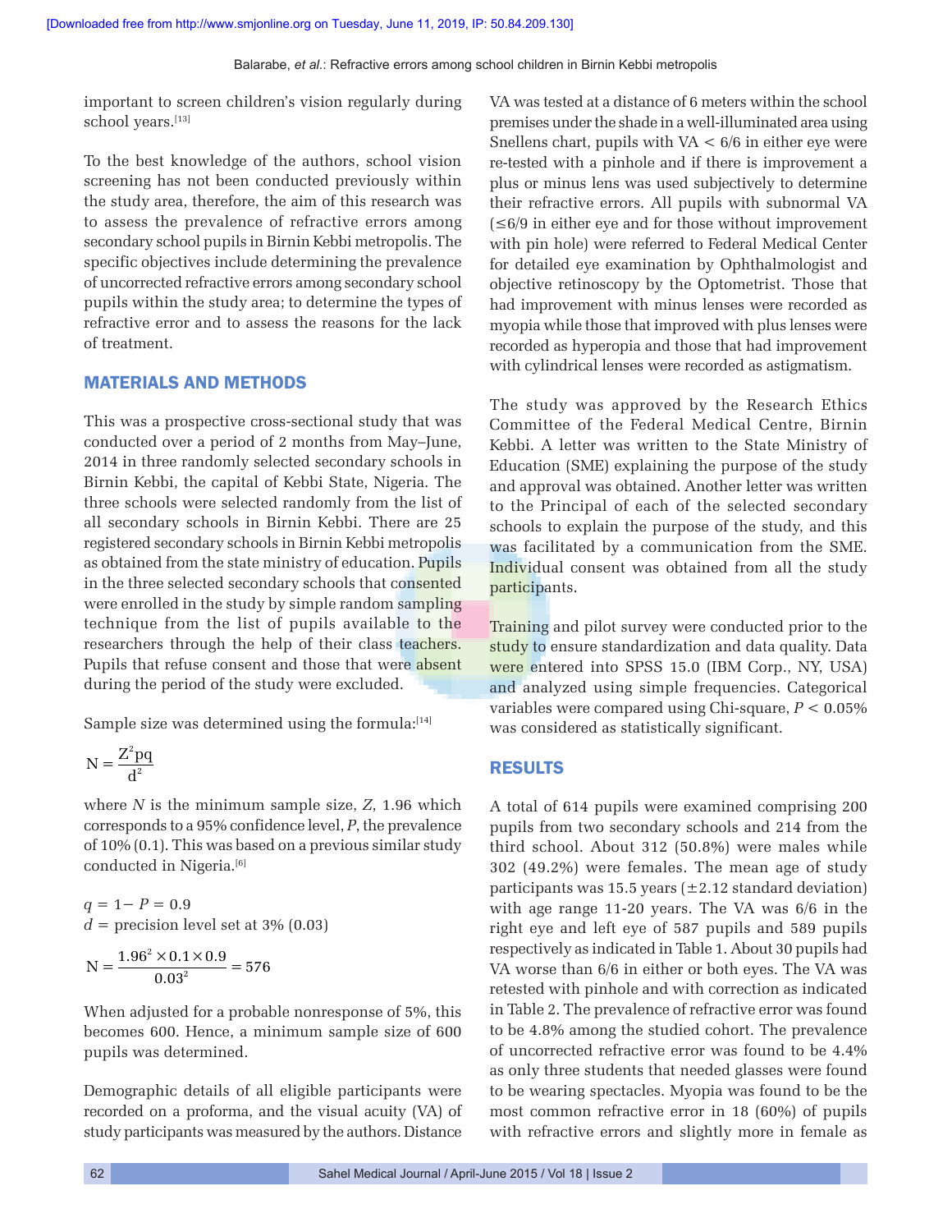important to screen children's vision regularly during school years.[13]

To the best knowledge of the authors, school vision screening has not been conducted previously within the study area, therefore, the aim of this research was to assess the prevalence of refractive errors among secondary school pupils in Birnin Kebbi metropolis. The specific objectives include determining the prevalence of uncorrected refractive errors among secondary school pupils within the study area; to determine the types of refractive error and to assess the reasons for the lack of treatment.

## MATERIALS AND METHODS

This was a prospective cross-sectional study that was conducted over a period of 2 months from May–June, 2014 in three randomly selected secondary schools in Birnin Kebbi, the capital of Kebbi State, Nigeria. The three schools were selected randomly from the list of all secondary schools in Birnin Kebbi. There are 25 registered secondary schools in Birnin Kebbi metropolis as obtained from the state ministry of education. Pupils in the three selected secondary schools that consented were enrolled in the study by simple random sampling technique from the list of pupils available to the researchers through the help of their class teachers. Pupils that refuse consent and those that were absent during the period of the study were excluded.

Sample size was determined using the formula:[14]

$$N = \frac{Z^2 pq}{d^2}$$

where $N$ is the minimum sample size, $Z$, 1.96 which corresponds to a 95% confidence level, $P$, the prevalence of 10% (0.1). This was based on a previous similar study conducted in Nigeria.[6]

$q = 1 - P = 0.9$
$d$ = precision level set at 3% (0.03)

$$N = \frac{1.96^2 \times 0.1 \times 0.9}{0.03^2} = 576$$

When adjusted for a probable nonresponse of 5%, this becomes 600. Hence, a minimum sample size of 600 pupils was determined.

Demographic details of all eligible participants were recorded on a proforma, and the visual acuity (VA) of study participants was measured by the authors. Distance VA was tested at a distance of 6 meters within the school premises under the shade in a well-illuminated area using Snellens chart, pupils with VA < 6/6 in either eye were re-tested with a pinhole and if there is improvement a plus or minus lens was used subjectively to determine their refractive errors. All pupils with subnormal VA (≤6/9 in either eye and for those without improvement with pin hole) were referred to Federal Medical Center for detailed eye examination by Ophthalmologist and objective retinoscopy by the Optometrist. Those that had improvement with minus lenses were recorded as myopia while those that improved with plus lenses were recorded as hyperopia and those that had improvement with cylindrical lenses were recorded as astigmatism.

The study was approved by the Research Ethics Committee of the Federal Medical Centre, Birnin Kebbi. A letter was written to the State Ministry of Education (SME) explaining the purpose of the study and approval was obtained. Another letter was written to the Principal of each of the selected secondary schools to explain the purpose of the study, and this was facilitated by a communication from the SME. Individual consent was obtained from all the study participants.

Training and pilot survey were conducted prior to the study to ensure standardization and data quality. Data were entered into SPSS 15.0 (IBM Corp., NY, USA) and analyzed using simple frequencies. Categorical variables were compared using Chi-square, $P < 0.05\%$ was considered as statistically significant.

## RESULTS

A total of 614 pupils were examined comprising 200 pupils from two secondary schools and 214 from the third school. About 312 (50.8%) were males while 302 (49.2%) were females. The mean age of study participants was 15.5 years (±2.12 standard deviation) with age range 11-20 years. The VA was 6/6 in the right eye and left eye of 587 pupils and 589 pupils respectively as indicated in Table 1. About 30 pupils had VA worse than 6/6 in either or both eyes. The VA was retested with pinhole and with correction as indicated in Table 2. The prevalence of refractive error was found to be 4.8% among the studied cohort. The prevalence of uncorrected refractive error was found to be 4.4% as only three students that needed glasses were found to be wearing spectacles. Myopia was found to be the most common refractive error in 18 (60%) of pupils with refractive errors and slightly more in female as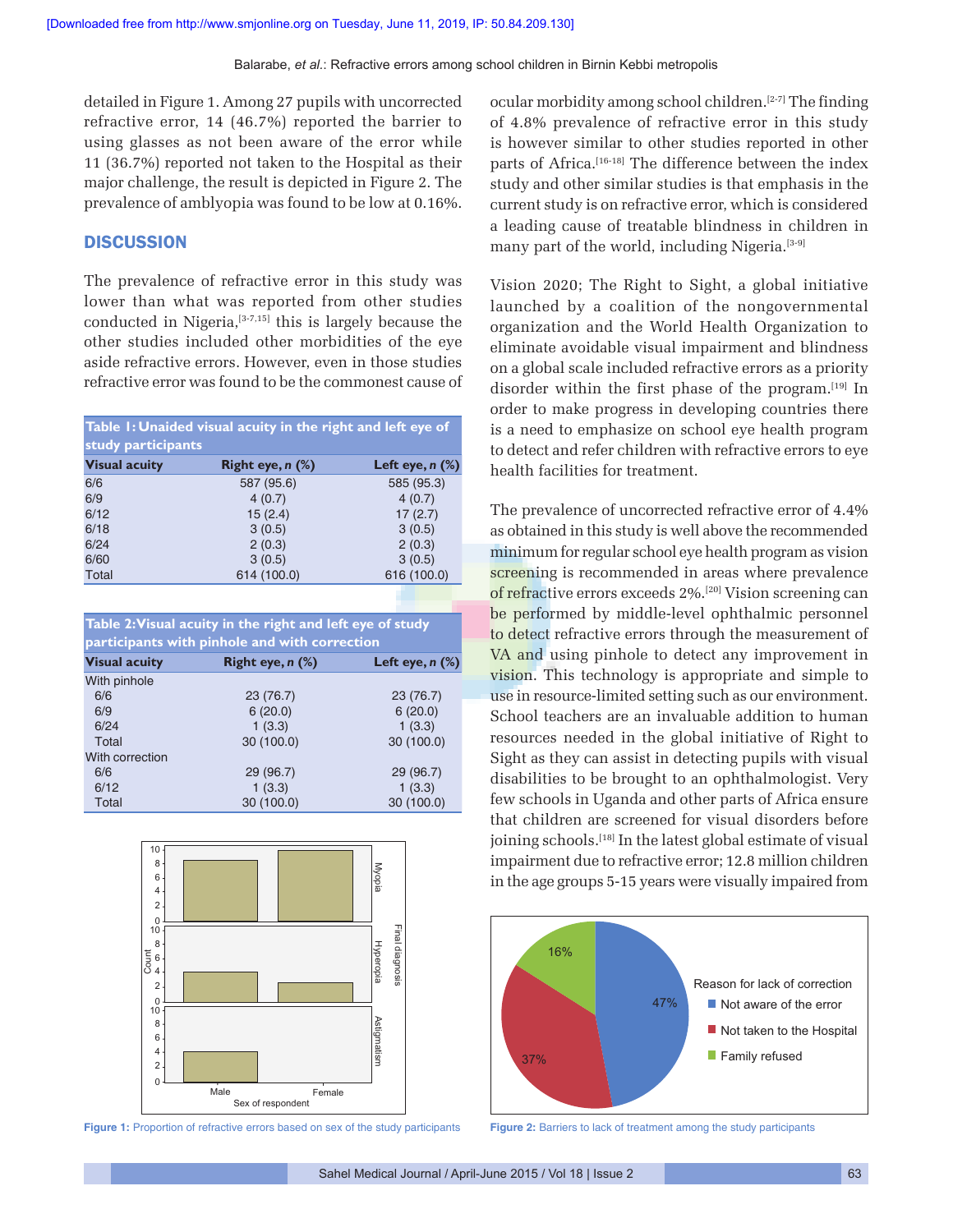detailed in Figure 1. Among 27 pupils with uncorrected refractive error, 14 (46.7%) reported the barrier to using glasses as not been aware of the error while 11 (36.7%) reported not taken to the Hospital as their major challenge, the result is depicted in Figure 2. The prevalence of amblyopia was found to be low at 0.16%.

## DISCUSSION

The prevalence of refractive error in this study was lower than what was reported from other studies conducted in Nigeria,[3-7,15] this is largely because the other studies included other morbidities of the eye aside refractive errors. However, even in those studies refractive error was found to be the commonest cause of ocular morbidity among school children.[2-7] The finding of 4.8% prevalence of refractive error in this study is however similar to other studies reported in other parts of Africa.[16-18] The difference between the index study and other similar studies is that emphasis in the current study is on refractive error, which is considered a leading cause of treatable blindness in children in many part of the world, including Nigeria.[3-9]

**Table 1: Unaided visual acuity in the right and left eye of study participants**

| Visual acuity | Right eye, *n* (%) | Left eye, *n* (%) |
|---|---|---|
| 6/6 | 587 (95.6) | 585 (95.3) |
| 6/9 | 4 (0.7) | 4 (0.7) |
| 6/12 | 15 (2.4) | 17 (2.7) |
| 6/18 | 3 (0.5) | 3 (0.5) |
| 6/24 | 2 (0.3) | 2 (0.3) |
| 6/60 | 3 (0.5) | 3 (0.5) |
| Total | 614 (100.0) | 616 (100.0) |

**Table 2: Visual acuity in the right and left eye of study participants with pinhole and with correction**

| Visual acuity | Right eye, *n* (%) | Left eye, *n* (%) |
|---|---|---|
| With pinhole | | |
| 6/6 | 23 (76.7) | 23 (76.7) |
| 6/9 | 6 (20.0) | 6 (20.0) |
| 6/24 | 1 (3.3) | 1 (3.3) |
| Total | 30 (100.0) | 30 (100.0) |
| With correction | | |
| 6/6 | 29 (96.7) | 29 (96.7) |
| 6/12 | 1 (3.3) | 1 (3.3) |
| Total | 30 (100.0) | 30 (100.0) |

Figure 1: Proportion of refractive errors based on sex of the study participants

Vision 2020; The Right to Sight, a global initiative launched by a coalition of the nongovernmental organization and the World Health Organization to eliminate avoidable visual impairment and blindness on a global scale included refractive errors as a priority disorder within the first phase of the program.[19] In order to make progress in developing countries there is a need to emphasize on school eye health program to detect and refer children with refractive errors to eye health facilities for treatment.

The prevalence of uncorrected refractive error of 4.4% as obtained in this study is well above the recommended minimum for regular school eye health program as vision screening is recommended in areas where prevalence of refractive errors exceeds 2%.[20] Vision screening can be performed by middle-level ophthalmic personnel to detect refractive errors through the measurement of VA and using pinhole to detect any improvement in vision. This technology is appropriate and simple to use in resource-limited setting such as our environment. School teachers are an invaluable addition to human resources needed in the global initiative of Right to Sight as they can assist in detecting pupils with visual disabilities to be brought to an ophthalmologist. Very few schools in Uganda and other parts of Africa ensure that children are screened for visual disorders before joining schools.[18] In the latest global estimate of visual impairment due to refractive error; 12.8 million children in the age groups 5-15 years were visually impaired from

Figure 2: Barriers to lack of treatment among the study participants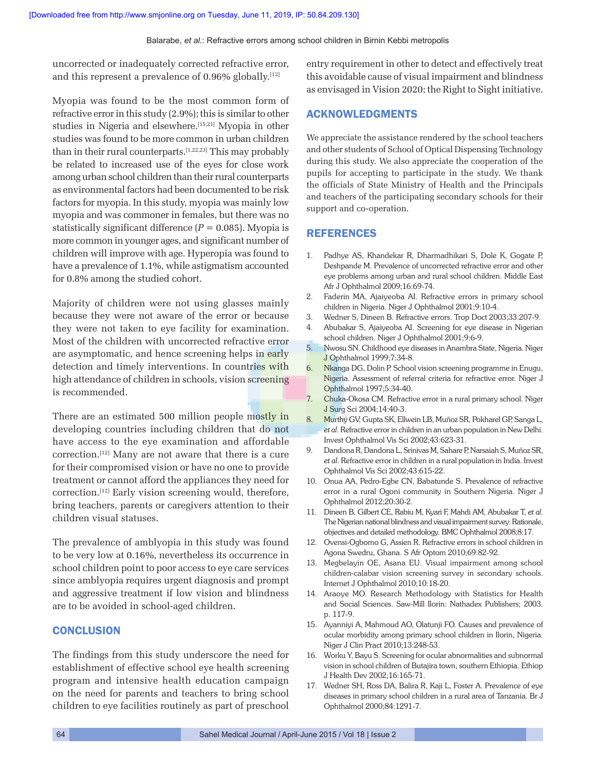uncorrected or inadequately corrected refractive error, and this represent a prevalence of 0.96% globally.[12]

Myopia was found to be the most common form of refractive error in this study (2.9%); this is similar to other studies in Nigeria and elsewhere.[15,21] Myopia in other studies was found to be more common in urban children than in their rural counterparts.[1,22,23] This may probably be related to increased use of the eyes for close work among urban school children than their rural counterparts as environmental factors had been documented to be risk factors for myopia. In this study, myopia was mainly low myopia and was commoner in females, but there was no statistically significant difference ($P = 0.085$). Myopia is more common in younger ages, and significant number of children will improve with age. Hyperopia was found to have a prevalence of 1.1%, while astigmatism accounted for 0.8% among the studied cohort.

Majority of children were not using glasses mainly because they were not aware of the error or because they were not taken to eye facility for examination. Most of the children with uncorrected refractive error are asymptomatic, and hence screening helps in early detection and timely interventions. In countries with high attendance of children in schools, vision screening is recommended.

There are an estimated 500 million people mostly in developing countries including children that do not have access to the eye examination and affordable correction.[12] Many are not aware that there is a cure for their compromised vision or have no one to provide treatment or cannot afford the appliances they need for correction.[12] Early vision screening would, therefore, bring teachers, parents or caregivers attention to their children visual statuses.

The prevalence of amblyopia in this study was found to be very low at 0.16%, nevertheless its occurrence in school children point to poor access to eye care services since amblyopia requires urgent diagnosis and prompt and aggressive treatment if low vision and blindness are to be avoided in school-aged children.

## CONCLUSION

The findings from this study underscore the need for establishment of effective school eye health screening program and intensive health education campaign on the need for parents and teachers to bring school children to eye facilities routinely as part of preschool entry requirement in other to detect and effectively treat this avoidable cause of visual impairment and blindness as envisaged in Vision 2020; the Right to Sight initiative.

## ACKNOWLEDGMENTS

We appreciate the assistance rendered by the school teachers and other students of School of Optical Dispensing Technology during this study. We also appreciate the cooperation of the pupils for accepting to participate in the study. We thank the officials of State Ministry of Health and the Principals and teachers of the participating secondary schools for their support and co-operation.

## REFERENCES

1. Padhye AS, Khandekar R, Dharmadhikari S, Dole K, Gogate P, Deshpande M. Prevalence of uncorrected refractive error and other eye problems among urban and rural school children. Middle East Afr J Ophthalmol 2009;16:69-74.
2. Faderin MA, Ajaiyeoba AI. Refractive errors in primary school children in Nigeria. Niger J Ophthalmol 2001;9:10-4.
3. Wedner S, Dineen B. Refractive errors. Trop Doct 2003;33:207-9.
4. Abubakar S, Ajaiyeoba AI. Screening for eye disease in Nigerian school children. Niger J Ophthalmol 2001;9:6-9.
5. Nwosu SN. Childhood eye diseases in Anambra State, Nigeria. Niger J Ophthalmol 1999;7:34-8.
6. Nkanga DG, Dolin P. School vision screening programme in Enugu, Nigeria. Assessment of referral criteria for refractive error. Niger J Ophthalmol 1997;5:34-40.
7. Chuka-Okosa CM. Refractive error in a rural primary school. Niger J Surg Sci 2004;14:40-3.
8. Murthy GV, Gupta SK, Ellwein LB, Muñoz SR, Pokharel GP, Sanga L, *et al*. Refractive error in children in an urban population in New Delhi. Invest Ophthalmol Vis Sci 2002;43:623-31.
9. Dandona R, Dandona L, Srinivas M, Sahare P, Narsaiah S, Muñoz SR, *et al*. Refractive error in children in a rural population in India. Invest Ophthalmol Vis Sci 2002;43:615-22.
10. Onua AA, Pedro-Egbe CN, Babatunde S. Prevalence of refractive error in a rural Ogoni community in Southern Nigeria. Niger J Ophthalmol 2012;20:30-2.
11. Dineen B, Gilbert CE, Rabiu M, Kyari F, Mahdi AM, Abubakar T, *et al*. The Nigerian national blindness and visual impairment survey: Rationale, objectives and detailed methodology. BMC Ophthalmol 2008;8:17.
12. Ovensi-Ogbomo G, Assien R. Refractive errors in school children in Agona Swedru, Ghana. S Afr Optom 2010;69:82-92.
13. Megbelayin OE, Asana EU. Visual impairment among school children-calabar vision screening survey in secondary schools. Internet J Ophthalmol 2010;10:18-20.
14. Araoye MO. Research Methodology with Statistics for Health and Social Sciences. Saw-Mill Ilorin: Nathadex Publishers; 2003. p. 117-9.
15. Ayanniyi A, Mahmoud AO, Olatunji FO. Causes and prevalence of ocular morbidity among primary school children in Ilorin, Nigeria. Niger J Clin Pract 2010;13:248-53.
16. Worku Y, Bayu S. Screening for ocular abnormalities and subnormal vision in school children of Butajira town, southern Ethiopia. Ethiop J Health Dev 2002;16:165-71.
17. Wedner SH, Ross DA, Balira R, Kaji L, Foster A. Prevalence of eye diseases in primary school children in a rural area of Tanzania. Br J Ophthalmol 2000;84:1291-7.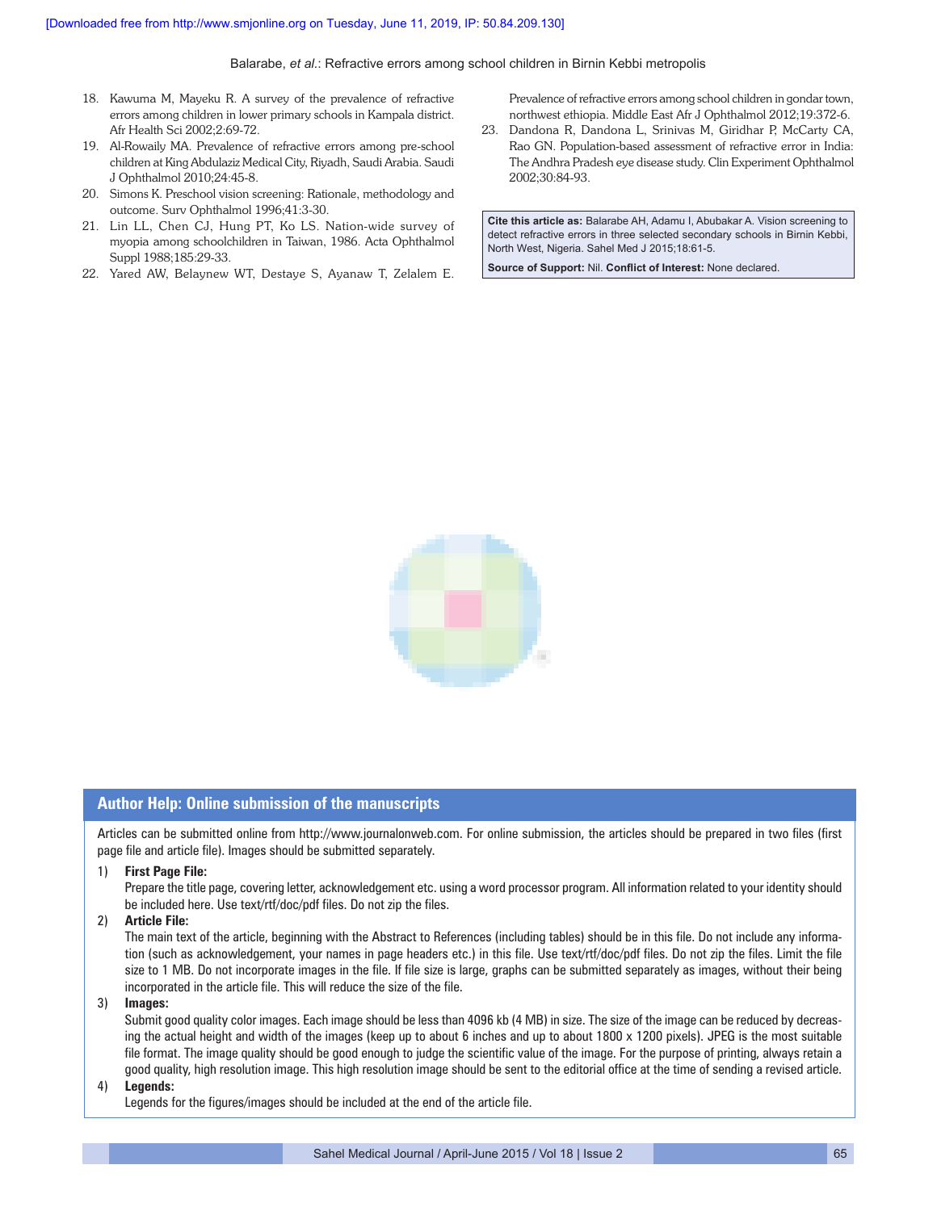18. Kawuma M, Mayeku R. A survey of the prevalence of refractive errors among children in lower primary schools in Kampala district. Afr Health Sci 2002;2:69-72.
19. Al-Rowaily MA. Prevalence of refractive errors among pre-school children at King Abdulaziz Medical City, Riyadh, Saudi Arabia. Saudi J Ophthalmol 2010;24:45-8.
20. Simons K. Preschool vision screening: Rationale, methodology and outcome. Surv Ophthalmol 1996;41:3-30.
21. Lin LL, Chen CJ, Hung PT, Ko LS. Nation-wide survey of myopia among schoolchildren in Taiwan, 1986. Acta Ophthalmol Suppl 1988;185:29-33.
22. Yared AW, Belaynew WT, Destaye S, Ayanaw T, Zelalem E. Prevalence of refractive errors among school children in gondar town, northwest ethiopia. Middle East Afr J Ophthalmol 2012;19:372-6.
23. Dandona R, Dandona L, Srinivas M, Giridhar P, McCarty CA, Rao GN. Population-based assessment of refractive error in India: The Andhra Pradesh eye disease study. Clin Experiment Ophthalmol 2002;30:84-93.

**Cite this article as:** Balarabe AH, Adamu I, Abubakar A. Vision screening to detect refractive errors in three selected secondary schools in Birnin Kebbi, North West, Nigeria. Sahel Med J 2015;18:61-5.

**Source of Support:** Nil. **Conflict of Interest:** None declared.

## Author Help: Online submission of the manuscripts

Articles can be submitted online from http://www.journalonweb.com. For online submission, the articles should be prepared in two files (first page file and article file). Images should be submitted separately.

1) **First Page File:**
Prepare the title page, covering letter, acknowledgement etc. using a word processor program. All information related to your identity should be included here. Use text/rtf/doc/pdf files. Do not zip the files.

2) **Article File:**
The main text of the article, beginning with the Abstract to References (including tables) should be in this file. Do not include any information (such as acknowledgement, your names in page headers etc.) in this file. Use text/rtf/doc/pdf files. Do not zip the files. Limit the file size to 1 MB. Do not incorporate images in the file. If file size is large, graphs can be submitted separately as images, without their being incorporated in the article file. This will reduce the size of the file.

3) **Images:**
Submit good quality color images. Each image should be less than 4096 kb (4 MB) in size. The size of the image can be reduced by decreasing the actual height and width of the images (keep up to about 6 inches and up to about 1800 x 1200 pixels). JPEG is the most suitable file format. The image quality should be good enough to judge the scientific value of the image. For the purpose of printing, always retain a good quality, high resolution image. This high resolution image should be sent to the editorial office at the time of sending a revised article.

4) **Legends:**
Legends for the figures/images should be included at the end of the article file.